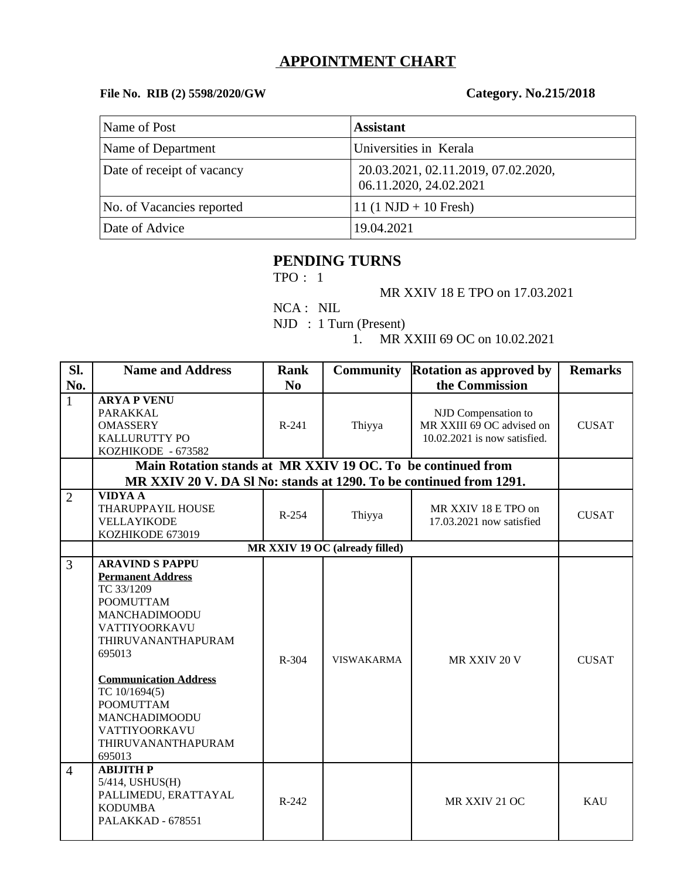# APPOINTMENT CHART

**File No. RIB (2) 5598/2020/GW** **Category. No.215/2018**

| Name of Post | **Assistant** |
|---|---|
| Name of Department | Universities in Kerala |
| Date of receipt of vacancy | 20.03.2021, 02.11.2019, 07.02.2020, 06.11.2020, 24.02.2021 |
| No. of Vacancies reported | 11 (1 NJD + 10 Fresh) |
| Date of Advice | 19.04.2021 |

## PENDING TURNS

TPO : 1

MR XXIV 18 E TPO on 17.03.2021

NCA : NIL

NJD : 1 Turn (Present)

1. MR XXIII 69 OC on 10.02.2021

| Sl. No. | Name and Address | Rank No | Community | Rotation as approved by the Commission | Remarks |
|---|---|---|---|---|---|
| 1 | **ARYA P VENU**<br>PARAKKAL<br>OMASSERY<br>KALLURUTTY PO<br>KOZHIKODE - 673582 | R-241 | Thiyya | NJD Compensation to MR XXIII 69 OC advised on 10.02.2021 is now satisfied. | CUSAT |
| | **Main Rotation stands at MR XXIV 19 OC. To be continued from MR XXIV 20 V. DA Sl No: stands at 1290. To be continued from 1291.** | | | | |
| 2 | **VIDYA A**<br>THARUPPAYIL HOUSE<br>VELLAYIKODE<br>KOZHIKODE 673019 | R-254 | Thiyya | MR XXIV 18 E TPO on 17.03.2021 now satisfied | CUSAT |
| | **MR XXIV 19 OC (already filled)** | | | | |
| 3 | **ARAVIND S PAPPU**<br>**Permanent Address**<br>TC 33/1209<br>POOMUTTAM<br>MANCHADIMOODU<br>VATTIYOORKAVU<br>THIRUVANANTHAPURAM<br>695013<br><br>**Communication Address**<br>TC 10/1694(5)<br>POOMUTTAM<br>MANCHADIMOODU<br>VATTIYOORKAVU<br>THIRUVANANTHAPURAM<br>695013 | R-304 | VISWAKARMA | MR XXIV 20 V | CUSAT |
| 4 | **ABIJITH P**<br>5/414, USHUS(H)<br>PALLIMEDU, ERATTAYAL<br>KODUMBA<br>PALAKKAD - 678551 | R-242 | | MR XXIV 21 OC | KAU |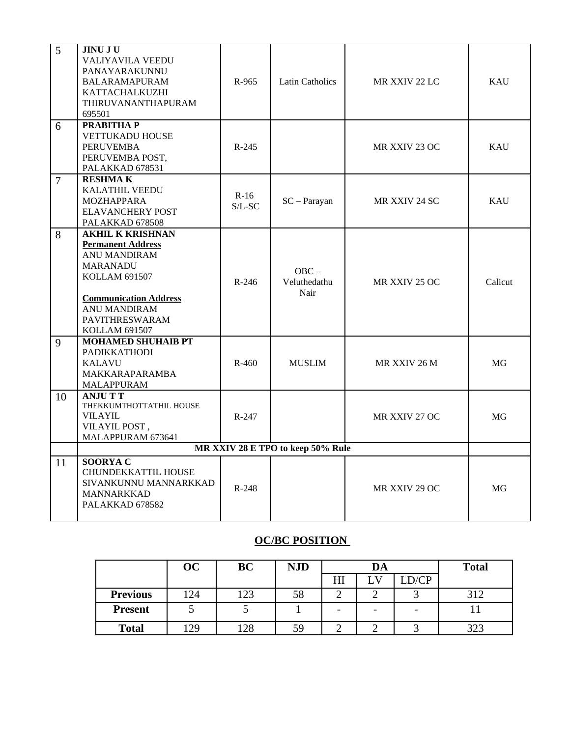| | | | | | |
|---|---|---|---|---|---|
| 5 | **JINU J U**<br>VALIYAVILA VEEDU<br>PANAYARAKUNNU<br>BALARAMAPURAM<br>KATTACHALKUZHI<br>THIRUVANANTHAPURAM<br>695501 | R-965 | Latin Catholics | MR XXIV 22 LC | KAU |
| 6 | **PRABITHA P**<br>VETTUKADU HOUSE<br>PERUVEMBA<br>PERUVEMBA POST,<br>PALAKKAD 678531 | R-245 | | MR XXIV 23 OC | KAU |
| 7 | **RESHMA K**<br>KALATHIL VEEDU<br>MOZHAPPARA<br>ELAVANCHERY POST<br>PALAKKAD 678508 | R-16 S/L-SC | SC – Parayan | MR XXIV 24 SC | KAU |
| 8 | **AKHIL K KRISHNAN**<br>**Permanent Address**<br>ANU MANDIRAM<br>MARANADU<br>KOLLAM 691507<br><br>**Communication Address**<br>ANU MANDIRAM<br>PAVITHRESWARAM<br>KOLLAM 691507 | R-246 | OBC – Veluthedathu Nair | MR XXIV 25 OC | Calicut |
| 9 | **MOHAMED SHUHAIB PT**<br>PADIKKATHODI<br>KALAVU<br>MAKKARAPARAMBA<br>MALAPPURAM | R-460 | MUSLIM | MR XXIV 26 M | MG |
| 10 | **ANJU T T**<br>THEKKUMTHOTTATHIL HOUSE<br>VILAYIL<br>VILAYIL POST ,<br>MALAPPURAM 673641 | R-247 | | MR XXIV 27 OC | MG |
| | **MR XXIV 28 E TPO to keep 50% Rule** | | | | |
| 11 | **SOORYA C**<br>CHUNDEKKATTIL HOUSE<br>SIVANKUNNU MANNARKKAD<br>MANNARKKAD<br>PALAKKAD 678582 | R-248 | | MR XXIV 29 OC | MG |

## OC/BC POSITION

| | OC | BC | NJD | DA | | | Total |
|---|---|---|---|---|---|---|---|
| | | | | HI | LV | LD/CP | |
| **Previous** | 124 | 123 | 58 | 2 | 2 | 3 | 312 |
| **Present** | 5 | 5 | 1 | - | - | - | 11 |
| **Total** | 129 | 128 | 59 | 2 | 2 | 3 | 323 |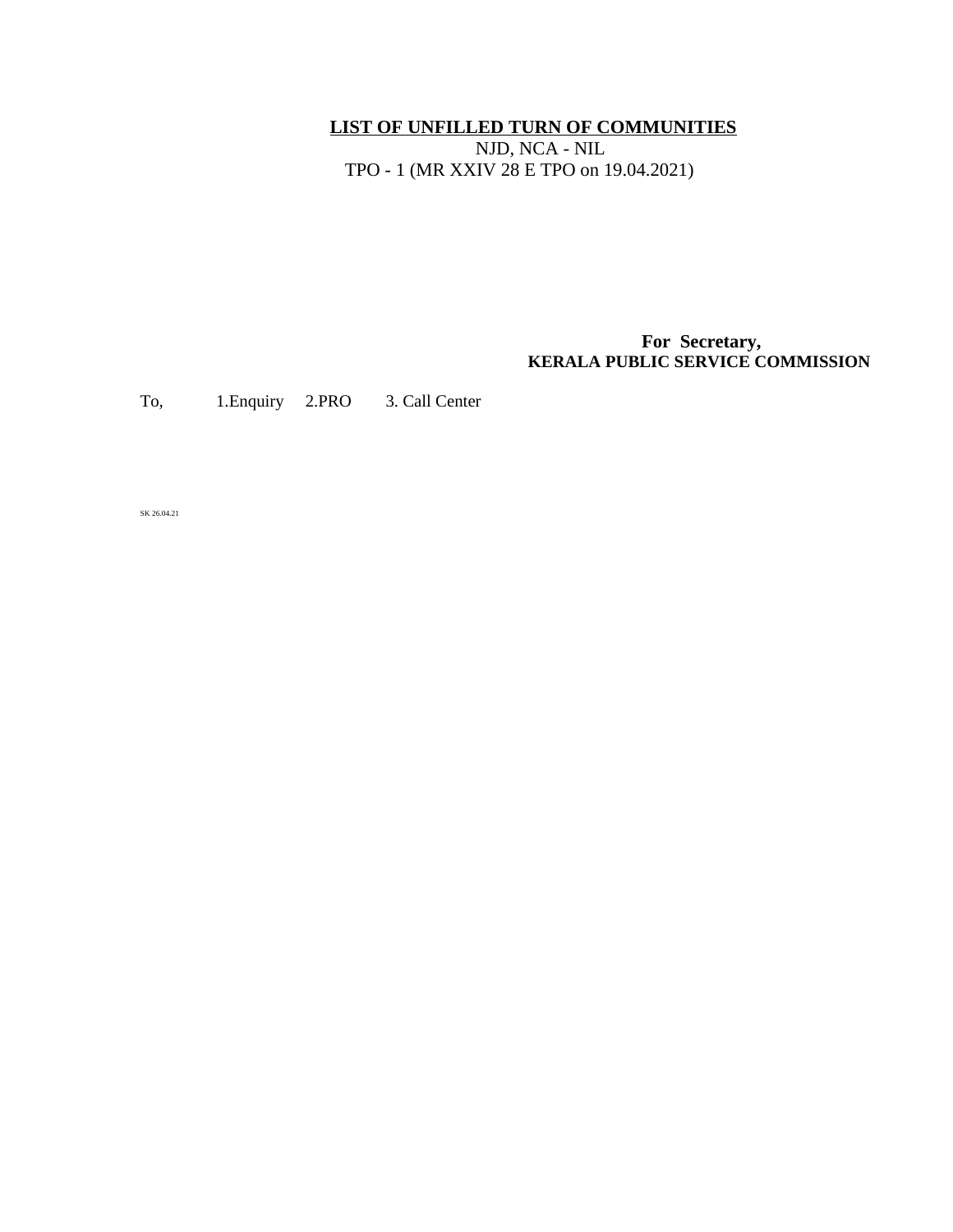**<u>LIST OF UNFILLED TURN OF COMMUNITIES</u>**

NJD, NCA - NIL

TPO - 1 (MR XXIV 28 E TPO on 19.04.2021)

**For Secretary,**
**KERALA PUBLIC SERVICE COMMISSION**

To, 1.Enquiry 2.PRO 3. Call Center

SK 26.04.21